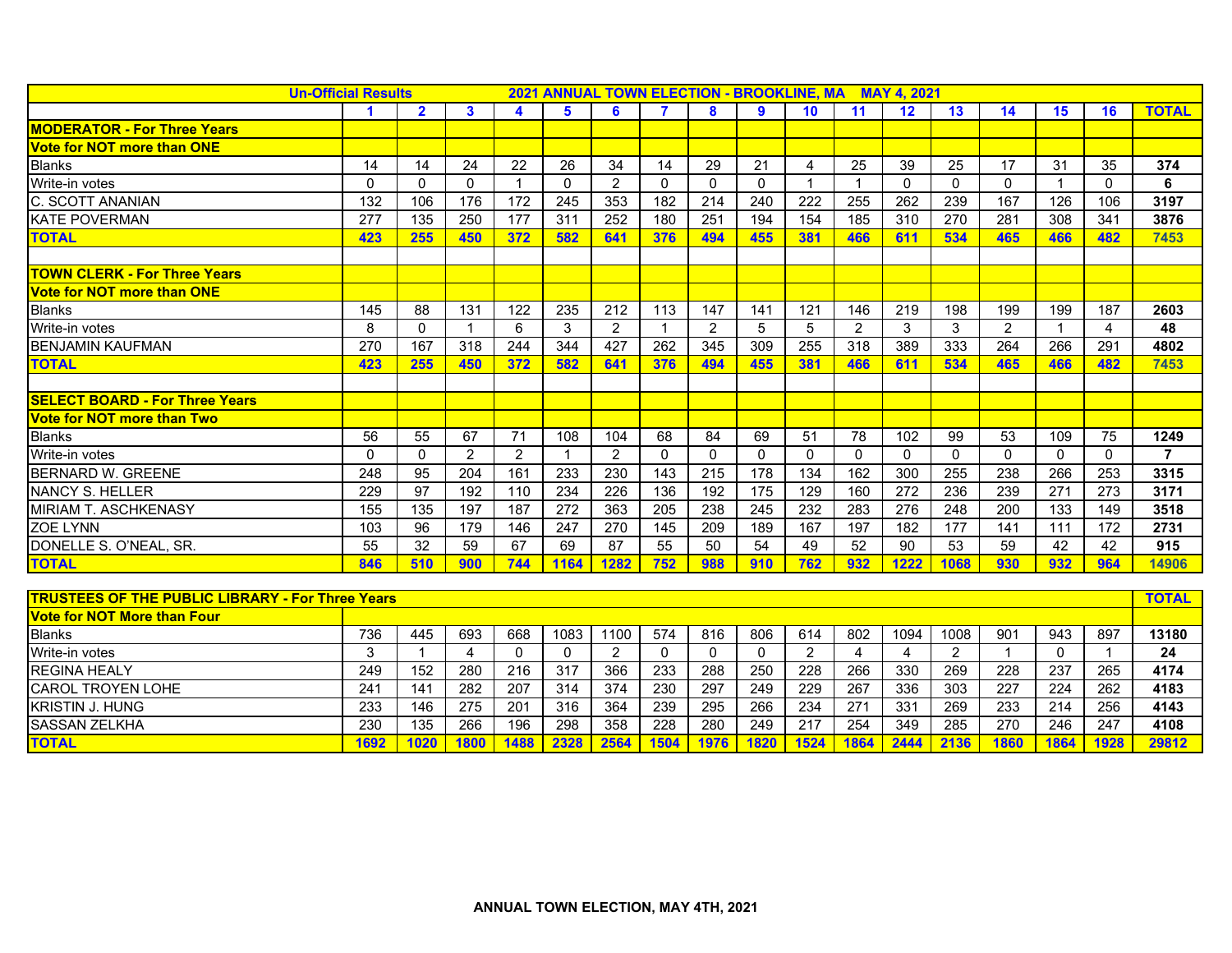| Un-Official Results 2021 ANNUAL TOWN ELECTION - BROOKLINE, MA MAY 4, 2021 | | | | | | | | | | | | | | | | | |
|---|---|---|---|---|---|---|---|---|---|---|---|---|---|---|---|---|---|
| | 1 | 2 | 3 | 4 | 5 | 6 | 7 | 8 | 9 | 10 | 11 | 12 | 13 | 14 | 15 | 16 | TOTAL |
| **MODERATOR - For Three Years** | | | | | | | | | | | | | | | | | |
| **Vote for NOT more than ONE** | | | | | | | | | | | | | | | | | |
| Blanks | 14 | 14 | 24 | 22 | 26 | 34 | 14 | 29 | 21 | 4 | 25 | 39 | 25 | 17 | 31 | 35 | 374 |
| Write-in votes | 0 | 0 | 0 | 1 | 0 | 2 | 0 | 0 | 0 | 1 | 1 | 0 | 0 | 0 | 1 | 0 | 6 |
| C. SCOTT ANANIAN | 132 | 106 | 176 | 172 | 245 | 353 | 182 | 214 | 240 | 222 | 255 | 262 | 239 | 167 | 126 | 106 | 3197 |
| KATE POVERMAN | 277 | 135 | 250 | 177 | 311 | 252 | 180 | 251 | 194 | 154 | 185 | 310 | 270 | 281 | 308 | 341 | 3876 |
| **TOTAL** | 423 | 255 | 450 | 372 | 582 | 641 | 376 | 494 | 455 | 381 | 466 | 611 | 534 | 465 | 466 | 482 | 7453 |
| | | | | | | | | | | | | | | | | | |
| **TOWN CLERK - For Three Years** | | | | | | | | | | | | | | | | | |
| **Vote for NOT more than ONE** | | | | | | | | | | | | | | | | | |
| Blanks | 145 | 88 | 131 | 122 | 235 | 212 | 113 | 147 | 141 | 121 | 146 | 219 | 198 | 199 | 199 | 187 | 2603 |
| Write-in votes | 8 | 0 | 1 | 6 | 3 | 2 | 1 | 2 | 5 | 5 | 2 | 3 | 3 | 2 | 1 | 4 | 48 |
| BENJAMIN KAUFMAN | 270 | 167 | 318 | 244 | 344 | 427 | 262 | 345 | 309 | 255 | 318 | 389 | 333 | 264 | 266 | 291 | 4802 |
| **TOTAL** | 423 | 255 | 450 | 372 | 582 | 641 | 376 | 494 | 455 | 381 | 466 | 611 | 534 | 465 | 466 | 482 | 7453 |
| | | | | | | | | | | | | | | | | | |
| **SELECT BOARD - For Three Years** | | | | | | | | | | | | | | | | | |
| **Vote for NOT more than Two** | | | | | | | | | | | | | | | | | |
| Blanks | 56 | 55 | 67 | 71 | 108 | 104 | 68 | 84 | 69 | 51 | 78 | 102 | 99 | 53 | 109 | 75 | 1249 |
| Write-in votes | 0 | 0 | 2 | 2 | 1 | 2 | 0 | 0 | 0 | 0 | 0 | 0 | 0 | 0 | 0 | 0 | 7 |
| BERNARD W. GREENE | 248 | 95 | 204 | 161 | 233 | 230 | 143 | 215 | 178 | 134 | 162 | 300 | 255 | 238 | 266 | 253 | 3315 |
| NANCY S. HELLER | 229 | 97 | 192 | 110 | 234 | 226 | 136 | 192 | 175 | 129 | 160 | 272 | 236 | 239 | 271 | 273 | 3171 |
| MIRIAM T. ASCHKENASY | 155 | 135 | 197 | 187 | 272 | 363 | 205 | 238 | 245 | 232 | 283 | 276 | 248 | 200 | 133 | 149 | 3518 |
| ZOE LYNN | 103 | 96 | 179 | 146 | 247 | 270 | 145 | 209 | 189 | 167 | 197 | 182 | 177 | 141 | 111 | 172 | 2731 |
| DONELLE S. O'NEAL, SR. | 55 | 32 | 59 | 67 | 69 | 87 | 55 | 50 | 54 | 49 | 52 | 90 | 53 | 59 | 42 | 42 | 915 |
| **TOTAL** | 846 | 510 | 900 | 744 | 1164 | 1282 | 752 | 988 | 910 | 762 | 932 | 1222 | 1068 | 930 | 932 | 964 | 14906 |

| TRUSTEES OF THE PUBLIC LIBRARY - For Three Years | | | | | | | | | | | | | | | | | TOTAL |
|---|---|---|---|---|---|---|---|---|---|---|---|---|---|---|---|---|---|
| **Vote for NOT More than Four** | | | | | | | | | | | | | | | | | |
| Blanks | 736 | 445 | 693 | 668 | 1083 | 1100 | 574 | 816 | 806 | 614 | 802 | 1094 | 1008 | 901 | 943 | 897 | 13180 |
| Write-in votes | 3 | 1 | 4 | 0 | 0 | 2 | 0 | 0 | 0 | 2 | 4 | 4 | 2 | 1 | 0 | 1 | 24 |
| REGINA HEALY | 249 | 152 | 280 | 216 | 317 | 366 | 233 | 288 | 250 | 228 | 266 | 330 | 269 | 228 | 237 | 265 | 4174 |
| CAROL TROYEN LOHE | 241 | 141 | 282 | 207 | 314 | 374 | 230 | 297 | 249 | 229 | 267 | 336 | 303 | 227 | 224 | 262 | 4183 |
| KRISTIN J. HUNG | 233 | 146 | 275 | 201 | 316 | 364 | 239 | 295 | 266 | 234 | 271 | 331 | 269 | 233 | 214 | 256 | 4143 |
| SASSAN ZELKHA | 230 | 135 | 266 | 196 | 298 | 358 | 228 | 280 | 249 | 217 | 254 | 349 | 285 | 270 | 246 | 247 | 4108 |
| **TOTAL** | 1692 | 1020 | 1800 | 1488 | 2328 | 2564 | 1504 | 1976 | 1820 | 1524 | 1864 | 2444 | 2136 | 1860 | 1864 | 1928 | 29812 |

**ANNUAL TOWN ELECTION, MAY 4TH, 2021**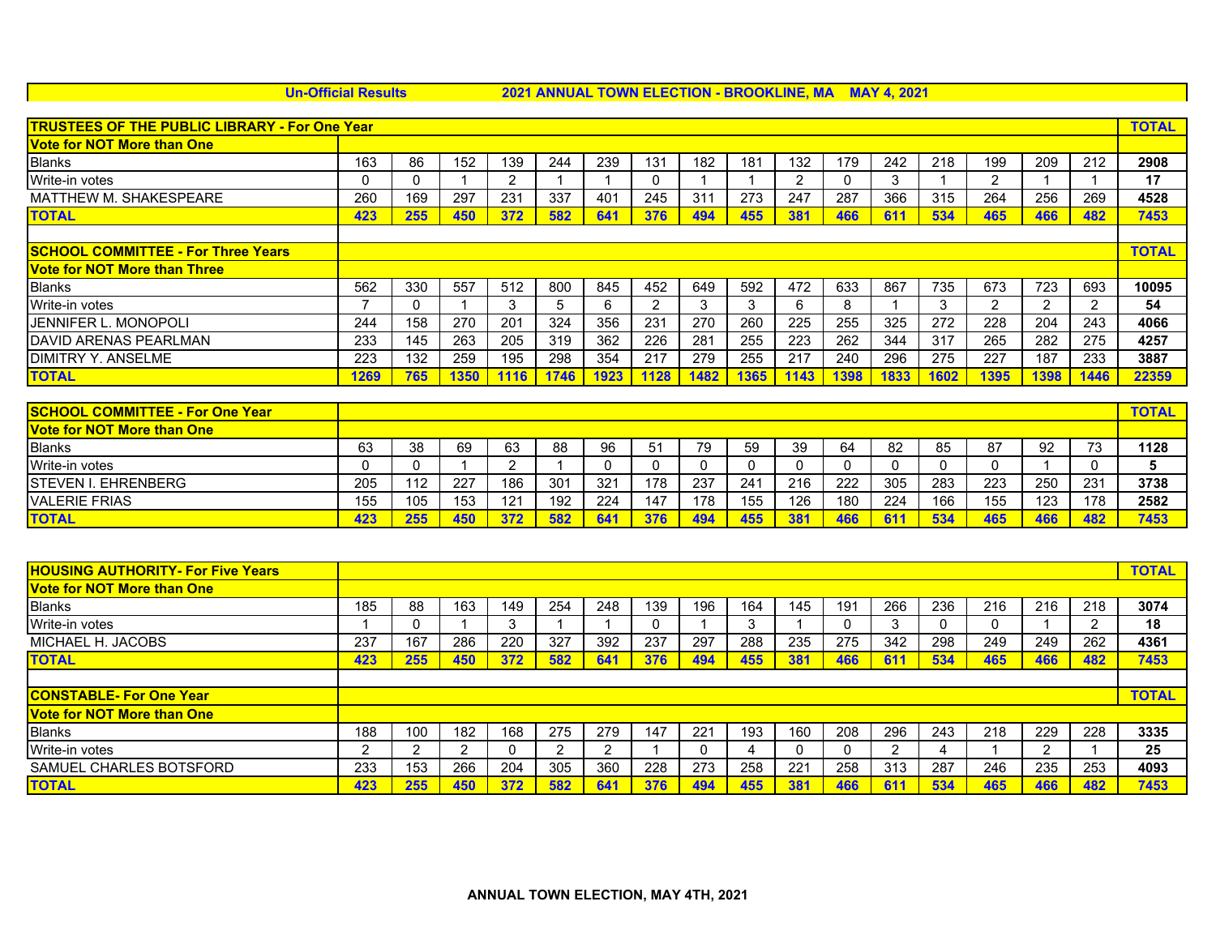Un-Official Results 2021 ANNUAL TOWN ELECTION - BROOKLINE, MA MAY 4, 2021

| TRUSTEES OF THE PUBLIC LIBRARY - For One Year | | | | | | | | | | | | | | | | | TOTAL |
|---|---|---|---|---|---|---|---|---|---|---|---|---|---|---|---|---|---|
| Vote for NOT More than One | | | | | | | | | | | | | | | | | |
| Blanks | 163 | 86 | 152 | 139 | 244 | 239 | 131 | 182 | 181 | 132 | 179 | 242 | 218 | 199 | 209 | 212 | 2908 |
| Write-in votes | 0 | 0 | 1 | 2 | 1 | 1 | 0 | 1 | 1 | 2 | 0 | 3 | 1 | 2 | 1 | 1 | 17 |
| MATTHEW M. SHAKESPEARE | 260 | 169 | 297 | 231 | 337 | 401 | 245 | 311 | 273 | 247 | 287 | 366 | 315 | 264 | 256 | 269 | 4528 |
| TOTAL | 423 | 255 | 450 | 372 | 582 | 641 | 376 | 494 | 455 | 381 | 466 | 611 | 534 | 465 | 466 | 482 | 7453 |

| SCHOOL COMMITTEE - For Three Years | | | | | | | | | | | | | | | | | TOTAL |
|---|---|---|---|---|---|---|---|---|---|---|---|---|---|---|---|---|---|
| Vote for NOT More than Three | | | | | | | | | | | | | | | | | |
| Blanks | 562 | 330 | 557 | 512 | 800 | 845 | 452 | 649 | 592 | 472 | 633 | 867 | 735 | 673 | 723 | 693 | 10095 |
| Write-in votes | 7 | 0 | 1 | 3 | 5 | 6 | 2 | 3 | 3 | 6 | 8 | 1 | 3 | 2 | 2 | 2 | 54 |
| JENNIFER L. MONOPOLI | 244 | 158 | 270 | 201 | 324 | 356 | 231 | 270 | 260 | 225 | 255 | 325 | 272 | 228 | 204 | 243 | 4066 |
| DAVID ARENAS PEARLMAN | 233 | 145 | 263 | 205 | 319 | 362 | 226 | 281 | 255 | 223 | 262 | 344 | 317 | 265 | 282 | 275 | 4257 |
| DIMITRY Y. ANSELME | 223 | 132 | 259 | 195 | 298 | 354 | 217 | 279 | 255 | 217 | 240 | 296 | 275 | 227 | 187 | 233 | 3887 |
| TOTAL | 1269 | 765 | 1350 | 1116 | 1746 | 1923 | 1128 | 1482 | 1365 | 1143 | 1398 | 1833 | 1602 | 1395 | 1398 | 1446 | 22359 |

| SCHOOL COMMITTEE - For One Year | | | | | | | | | | | | | | | | | TOTAL |
|---|---|---|---|---|---|---|---|---|---|---|---|---|---|---|---|---|---|
| Vote for NOT More than One | | | | | | | | | | | | | | | | | |
| Blanks | 63 | 38 | 69 | 63 | 88 | 96 | 51 | 79 | 59 | 39 | 64 | 82 | 85 | 87 | 92 | 73 | 1128 |
| Write-in votes | 0 | 0 | 1 | 2 | 1 | 0 | 0 | 0 | 0 | 0 | 0 | 0 | 0 | 0 | 1 | 0 | 5 |
| STEVEN I. EHRENBERG | 205 | 112 | 227 | 186 | 301 | 321 | 178 | 237 | 241 | 216 | 222 | 305 | 283 | 223 | 250 | 231 | 3738 |
| VALERIE FRIAS | 155 | 105 | 153 | 121 | 192 | 224 | 147 | 178 | 155 | 126 | 180 | 224 | 166 | 155 | 123 | 178 | 2582 |
| TOTAL | 423 | 255 | 450 | 372 | 582 | 641 | 376 | 494 | 455 | 381 | 466 | 611 | 534 | 465 | 466 | 482 | 7453 |

| HOUSING AUTHORITY- For Five Years | | | | | | | | | | | | | | | | | TOTAL |
|---|---|---|---|---|---|---|---|---|---|---|---|---|---|---|---|---|---|
| Vote for NOT More than One | | | | | | | | | | | | | | | | | |
| Blanks | 185 | 88 | 163 | 149 | 254 | 248 | 139 | 196 | 164 | 145 | 191 | 266 | 236 | 216 | 216 | 218 | 3074 |
| Write-in votes | 1 | 0 | 1 | 3 | 1 | 1 | 0 | 1 | 3 | 1 | 0 | 3 | 0 | 0 | 1 | 2 | 18 |
| MICHAEL H. JACOBS | 237 | 167 | 286 | 220 | 327 | 392 | 237 | 297 | 288 | 235 | 275 | 342 | 298 | 249 | 249 | 262 | 4361 |
| TOTAL | 423 | 255 | 450 | 372 | 582 | 641 | 376 | 494 | 455 | 381 | 466 | 611 | 534 | 465 | 466 | 482 | 7453 |

| CONSTABLE- For One Year | | | | | | | | | | | | | | | | | TOTAL |
|---|---|---|---|---|---|---|---|---|---|---|---|---|---|---|---|---|---|
| Vote for NOT More than One | | | | | | | | | | | | | | | | | |
| Blanks | 188 | 100 | 182 | 168 | 275 | 279 | 147 | 221 | 193 | 160 | 208 | 296 | 243 | 218 | 229 | 228 | 3335 |
| Write-in votes | 2 | 2 | 2 | 0 | 2 | 2 | 1 | 0 | 4 | 0 | 0 | 2 | 4 | 1 | 2 | 1 | 25 |
| SAMUEL CHARLES BOTSFORD | 233 | 153 | 266 | 204 | 305 | 360 | 228 | 273 | 258 | 221 | 258 | 313 | 287 | 246 | 235 | 253 | 4093 |
| TOTAL | 423 | 255 | 450 | 372 | 582 | 641 | 376 | 494 | 455 | 381 | 466 | 611 | 534 | 465 | 466 | 482 | 7453 |

ANNUAL TOWN ELECTION, MAY 4TH, 2021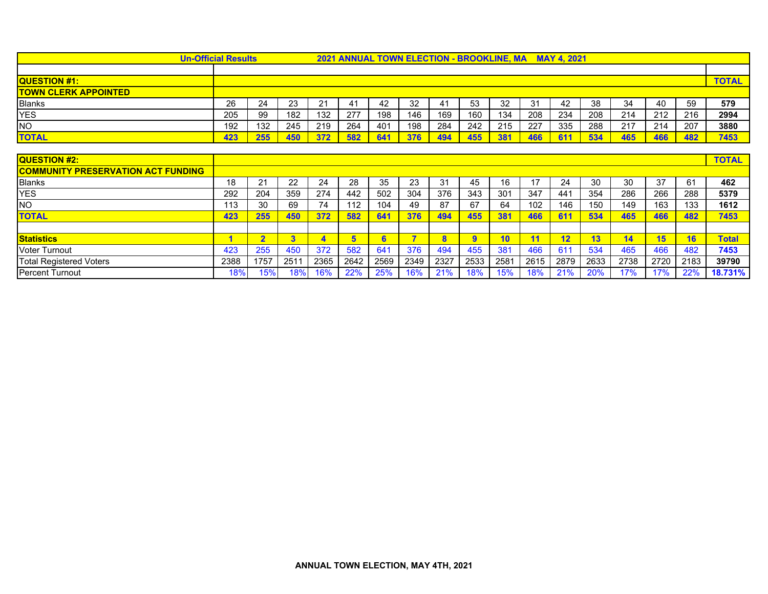**Un-Official Results    2021 ANNUAL TOWN ELECTION - BROOKLINE, MA    MAY 4, 2021**

| QUESTION #1: | | | | | | | | | | | | | | | | | TOTAL |
|---|---|---|---|---|---|---|---|---|---|---|---|---|---|---|---|---|---|
| TOWN CLERK APPOINTED | | | | | | | | | | | | | | | | | |
| Blanks | 26 | 24 | 23 | 21 | 41 | 42 | 32 | 41 | 53 | 32 | 31 | 42 | 38 | 34 | 40 | 59 | **579** |
| YES | 205 | 99 | 182 | 132 | 277 | 198 | 146 | 169 | 160 | 134 | 208 | 234 | 208 | 214 | 212 | 216 | **2994** |
| NO | 192 | 132 | 245 | 219 | 264 | 401 | 198 | 284 | 242 | 215 | 227 | 335 | 288 | 217 | 214 | 207 | **3880** |
| **TOTAL** | **423** | **255** | **450** | **372** | **582** | **641** | **376** | **494** | **455** | **381** | **466** | **611** | **534** | **465** | **466** | **482** | **7453** |

| QUESTION #2: | | | | | | | | | | | | | | | | | TOTAL |
|---|---|---|---|---|---|---|---|---|---|---|---|---|---|---|---|---|---|
| COMMUNITY PRESERVATION ACT FUNDING | | | | | | | | | | | | | | | | | |
| Blanks | 18 | 21 | 22 | 24 | 28 | 35 | 23 | 31 | 45 | 16 | 17 | 24 | 30 | 30 | 37 | 61 | **462** |
| YES | 292 | 204 | 359 | 274 | 442 | 502 | 304 | 376 | 343 | 301 | 347 | 441 | 354 | 286 | 266 | 288 | **5379** |
| NO | 113 | 30 | 69 | 74 | 112 | 104 | 49 | 87 | 67 | 64 | 102 | 146 | 150 | 149 | 163 | 133 | **1612** |
| **TOTAL** | **423** | **255** | **450** | **372** | **582** | **641** | **376** | **494** | **455** | **381** | **466** | **611** | **534** | **465** | **466** | **482** | **7453** |

| **Statistics** | **1** | **2** | **3** | **4** | **5** | **6** | **7** | **8** | **9** | **10** | **11** | **12** | **13** | **14** | **15** | **16** | **Total** |
|---|---|---|---|---|---|---|---|---|---|---|---|---|---|---|---|---|---|
| Voter Turnout | 423 | 255 | 450 | 372 | 582 | 641 | 376 | 494 | 455 | 381 | 466 | 611 | 534 | 465 | 466 | 482 | **7453** |
| Total Registered Voters | 2388 | 1757 | 2511 | 2365 | 2642 | 2569 | 2349 | 2327 | 2533 | 2581 | 2615 | 2879 | 2633 | 2738 | 2720 | 2183 | **39790** |
| Percent Turnout | 18% | 15% | 18% | 16% | 22% | 25% | 16% | 21% | 18% | 15% | 18% | 21% | 20% | 17% | 17% | 22% | **18.731%** |

**ANNUAL TOWN ELECTION, MAY 4TH, 2021**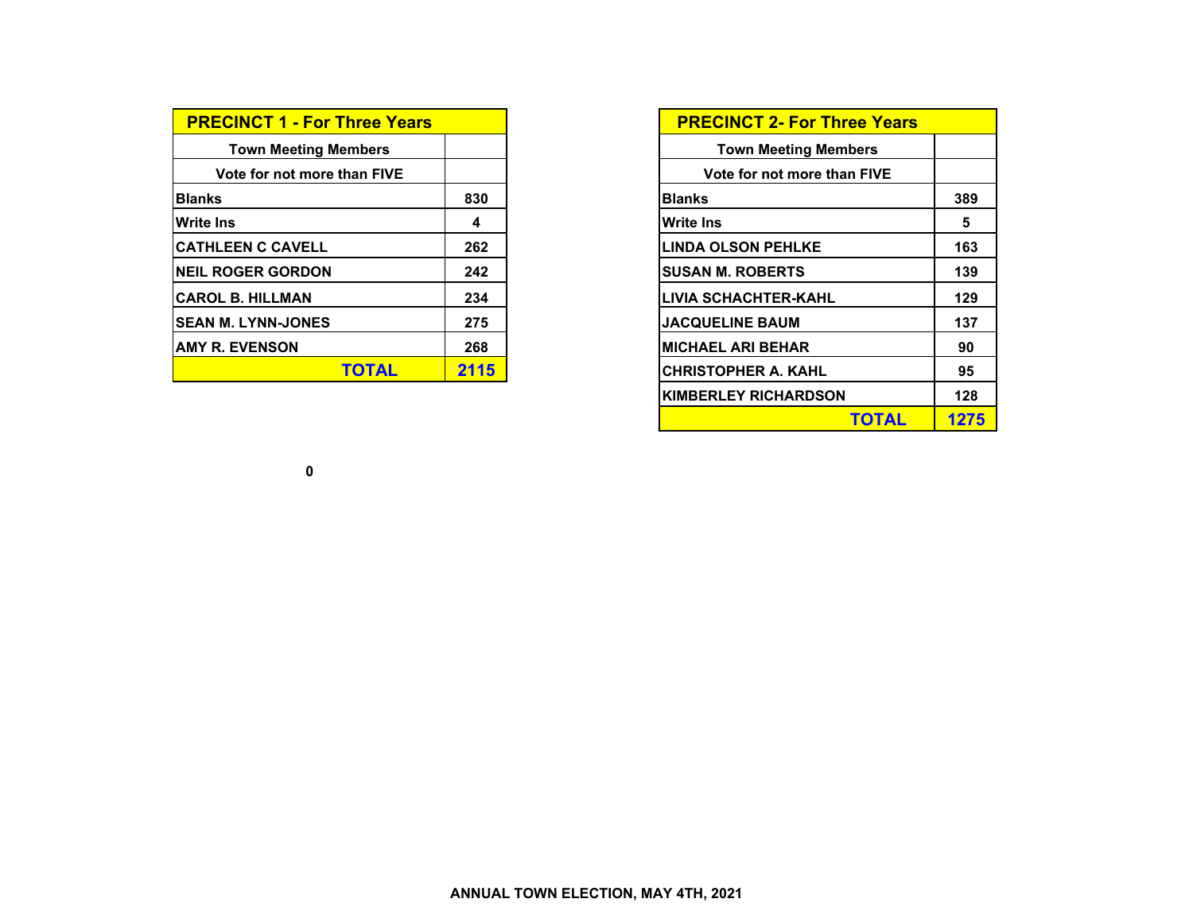| PRECINCT 1 - For Three Years | |
|---|---|
| Town Meeting Members | |
| Vote for not more than FIVE | |
| Blanks | 830 |
| Write Ins | 4 |
| CATHLEEN C CAVELL | 262 |
| NEIL ROGER GORDON | 242 |
| CAROL B. HILLMAN | 234 |
| SEAN M. LYNN-JONES | 275 |
| AMY R. EVENSON | 268 |
| TOTAL | 2115 |

| PRECINCT 2- For Three Years | |
|---|---|
| Town Meeting Members | |
| Vote for not more than FIVE | |
| Blanks | 389 |
| Write Ins | 5 |
| LINDA OLSON PEHLKE | 163 |
| SUSAN M. ROBERTS | 139 |
| LIVIA SCHACHTER-KAHL | 129 |
| JACQUELINE BAUM | 137 |
| MICHAEL ARI BEHAR | 90 |
| CHRISTOPHER A. KAHL | 95 |
| KIMBERLEY RICHARDSON | 128 |
| TOTAL | 1275 |

0

ANNUAL TOWN ELECTION, MAY 4TH, 2021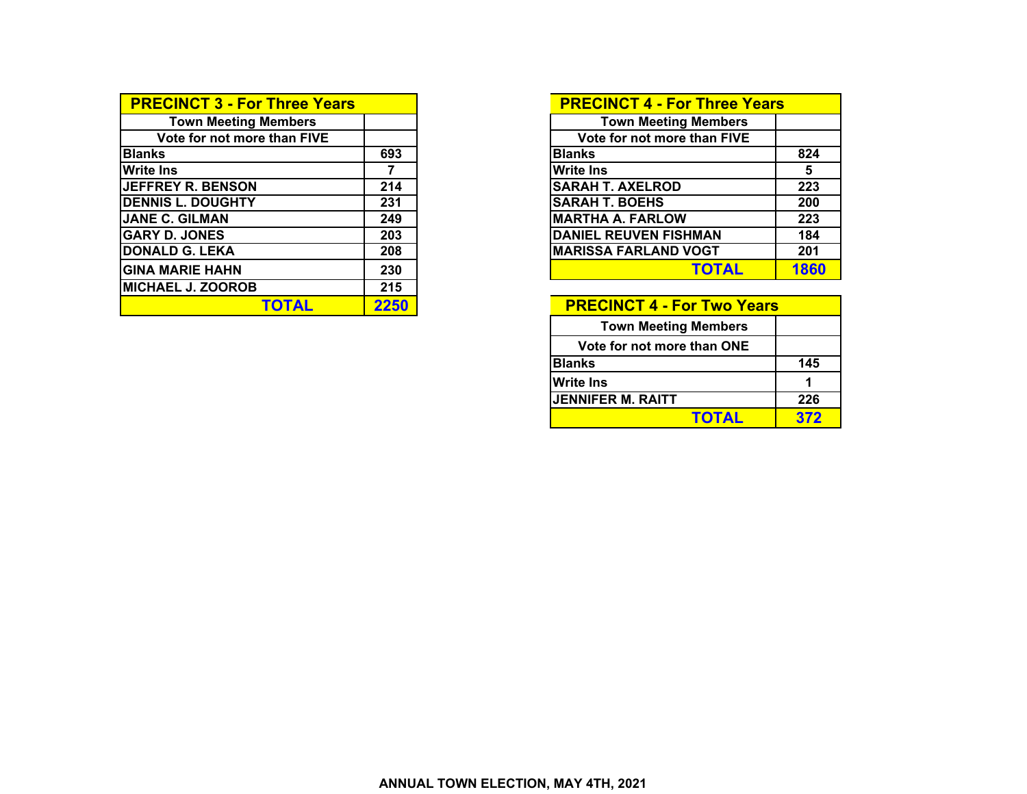| PRECINCT 3 - For Three Years | |
|---|---|
| Town Meeting Members | |
| Vote for not more than FIVE | |
| Blanks | 693 |
| Write Ins | 7 |
| JEFFREY R. BENSON | 214 |
| DENNIS L. DOUGHTY | 231 |
| JANE C. GILMAN | 249 |
| GARY D. JONES | 203 |
| DONALD G. LEKA | 208 |
| GINA MARIE HAHN | 230 |
| MICHAEL J. ZOOROB | 215 |
| **TOTAL** | **2250** |

| PRECINCT 4 - For Three Years | |
|---|---|
| Town Meeting Members | |
| Vote for not more than FIVE | |
| Blanks | 824 |
| Write Ins | 5 |
| SARAH T. AXELROD | 223 |
| SARAH T. BOEHS | 200 |
| MARTHA A. FARLOW | 223 |
| DANIEL REUVEN FISHMAN | 184 |
| MARISSA FARLAND VOGT | 201 |
| **TOTAL** | **1860** |

| PRECINCT 4 - For Two Years | |
|---|---|
| Town Meeting Members | |
| Vote for not more than ONE | |
| Blanks | 145 |
| Write Ins | 1 |
| JENNIFER M. RAITT | 226 |
| **TOTAL** | **372** |

**ANNUAL TOWN ELECTION, MAY 4TH, 2021**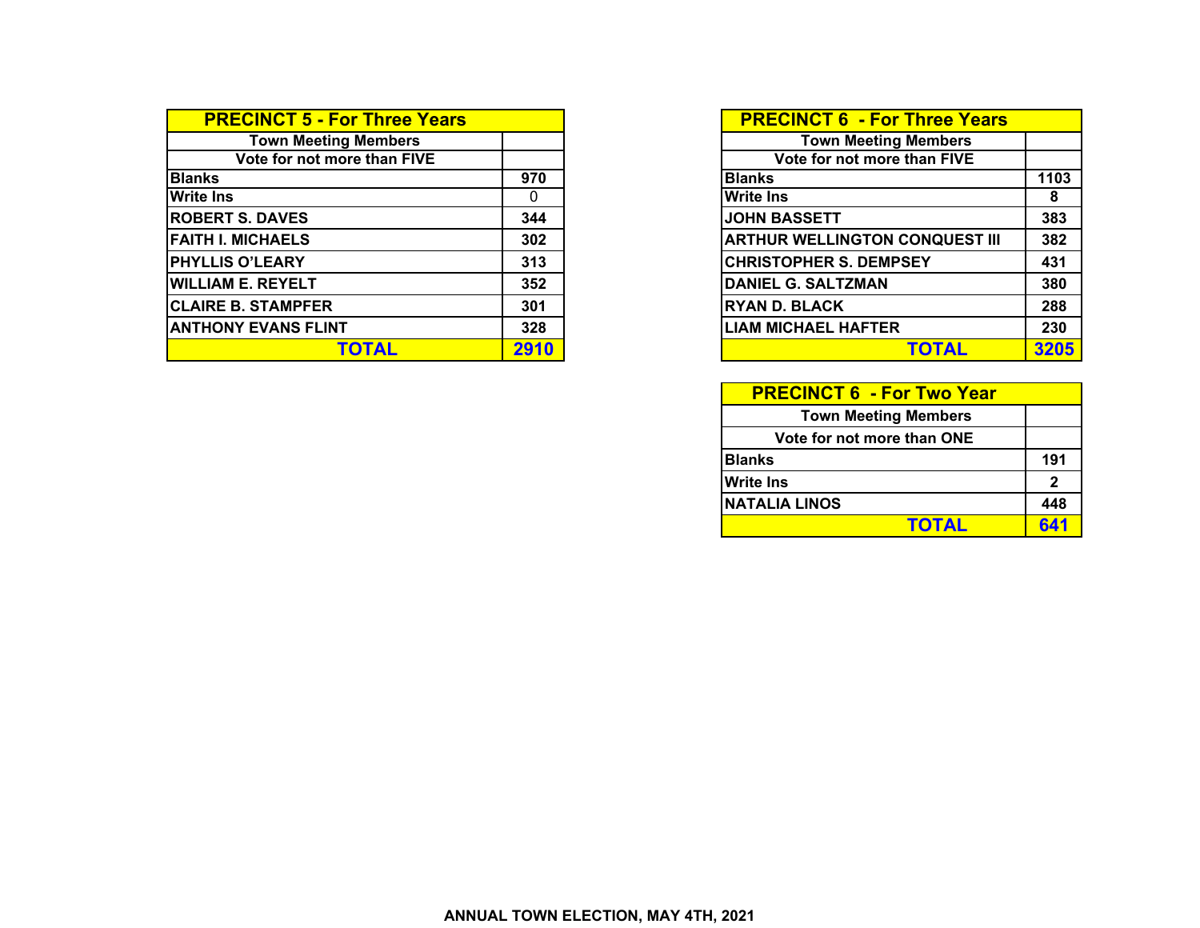| PRECINCT 5 - For Three Years | |
|---|---|
| Town Meeting Members | |
| Vote for not more than FIVE | |
| Blanks | 970 |
| Write Ins | 0 |
| ROBERT S. DAVES | 344 |
| FAITH I. MICHAELS | 302 |
| PHYLLIS O'LEARY | 313 |
| WILLIAM E. REYELT | 352 |
| CLAIRE B. STAMPFER | 301 |
| ANTHONY EVANS FLINT | 328 |
| TOTAL | 2910 |

| PRECINCT 6 - For Three Years | |
|---|---|
| Town Meeting Members | |
| Vote for not more than FIVE | |
| Blanks | 1103 |
| Write Ins | 8 |
| JOHN BASSETT | 383 |
| ARTHUR WELLINGTON CONQUEST III | 382 |
| CHRISTOPHER S. DEMPSEY | 431 |
| DANIEL G. SALTZMAN | 380 |
| RYAN D. BLACK | 288 |
| LIAM MICHAEL HAFTER | 230 |
| TOTAL | 3205 |

| PRECINCT 6 - For Two Year | |
|---|---|
| Town Meeting Members | |
| Vote for not more than ONE | |
| Blanks | 191 |
| Write Ins | 2 |
| NATALIA LINOS | 448 |
| TOTAL | 641 |

ANNUAL TOWN ELECTION, MAY 4TH, 2021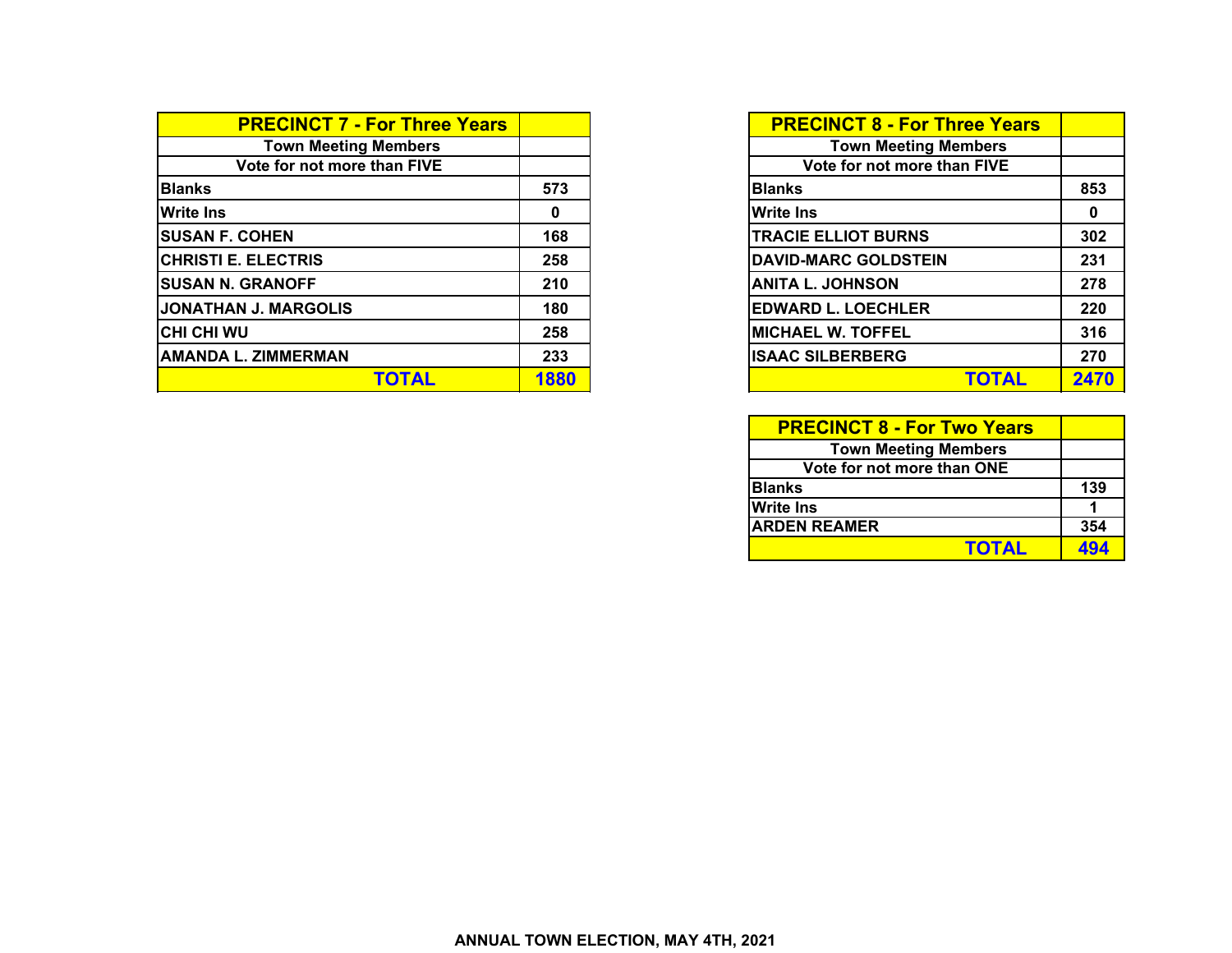| PRECINCT 7 - For Three Years | |
|---|---|
| Town Meeting Members | |
| Vote for not more than FIVE | |
| Blanks | 573 |
| Write Ins | 0 |
| SUSAN F. COHEN | 168 |
| CHRISTI E. ELECTRIS | 258 |
| SUSAN N. GRANOFF | 210 |
| JONATHAN J. MARGOLIS | 180 |
| CHI CHI WU | 258 |
| AMANDA L. ZIMMERMAN | 233 |
| TOTAL | 1880 |

| PRECINCT 8 - For Three Years | |
|---|---|
| Town Meeting Members | |
| Vote for not more than FIVE | |
| Blanks | 853 |
| Write Ins | 0 |
| TRACIE ELLIOT BURNS | 302 |
| DAVID-MARC GOLDSTEIN | 231 |
| ANITA L. JOHNSON | 278 |
| EDWARD L. LOECHLER | 220 |
| MICHAEL W. TOFFEL | 316 |
| ISAAC SILBERBERG | 270 |
| TOTAL | 2470 |

| PRECINCT 8 - For Two Years | |
|---|---|
| Town Meeting Members | |
| Vote for not more than ONE | |
| Blanks | 139 |
| Write Ins | 1 |
| ARDEN REAMER | 354 |
| TOTAL | 494 |

**ANNUAL TOWN ELECTION, MAY 4TH, 2021**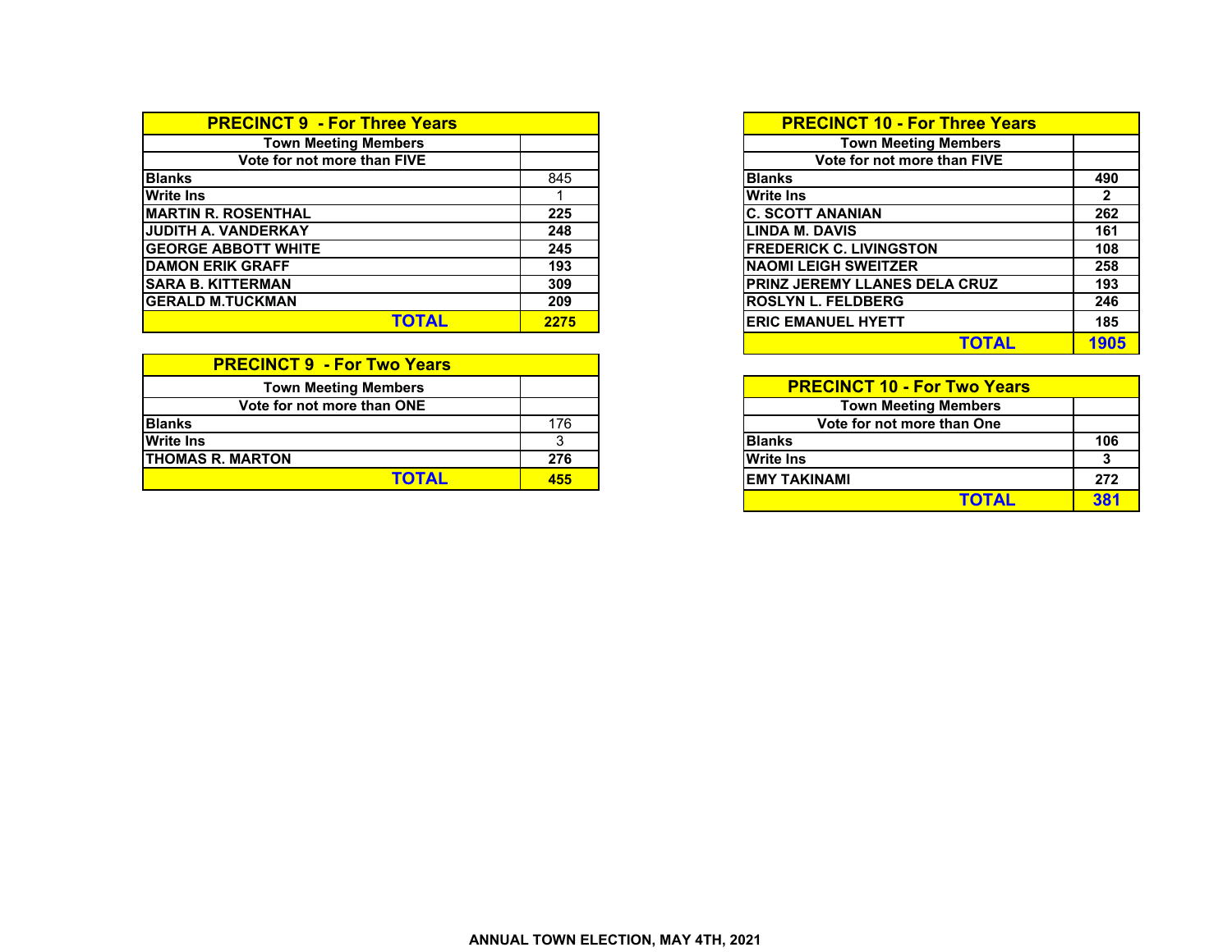| PRECINCT 9 - For Three Years | |
|---|---|
| Town Meeting Members | |
| Vote for not more than FIVE | |
| Blanks | 845 |
| Write Ins | 1 |
| MARTIN R. ROSENTHAL | 225 |
| JUDITH A. VANDERKAY | 248 |
| GEORGE ABBOTT WHITE | 245 |
| DAMON ERIK GRAFF | 193 |
| SARA B. KITTERMAN | 309 |
| GERALD M.TUCKMAN | 209 |
| TOTAL | 2275 |

| PRECINCT 9 - For Two Years | |
|---|---|
| Town Meeting Members | |
| Vote for not more than ONE | |
| Blanks | 176 |
| Write Ins | 3 |
| THOMAS R. MARTON | 276 |
| TOTAL | 455 |

| PRECINCT 10 - For Three Years | |
|---|---|
| Town Meeting Members | |
| Vote for not more than FIVE | |
| Blanks | 490 |
| Write Ins | 2 |
| C. SCOTT ANANIAN | 262 |
| LINDA M. DAVIS | 161 |
| FREDERICK C. LIVINGSTON | 108 |
| NAOMI LEIGH SWEITZER | 258 |
| PRINZ JEREMY LLANES DELA CRUZ | 193 |
| ROSLYN L. FELDBERG | 246 |
| ERIC EMANUEL HYETT | 185 |
| TOTAL | 1905 |

| PRECINCT 10 - For Two Years | |
|---|---|
| Town Meeting Members | |
| Vote for not more than One | |
| Blanks | 106 |
| Write Ins | 3 |
| EMY TAKINAMI | 272 |
| TOTAL | 381 |

ANNUAL TOWN ELECTION, MAY 4TH, 2021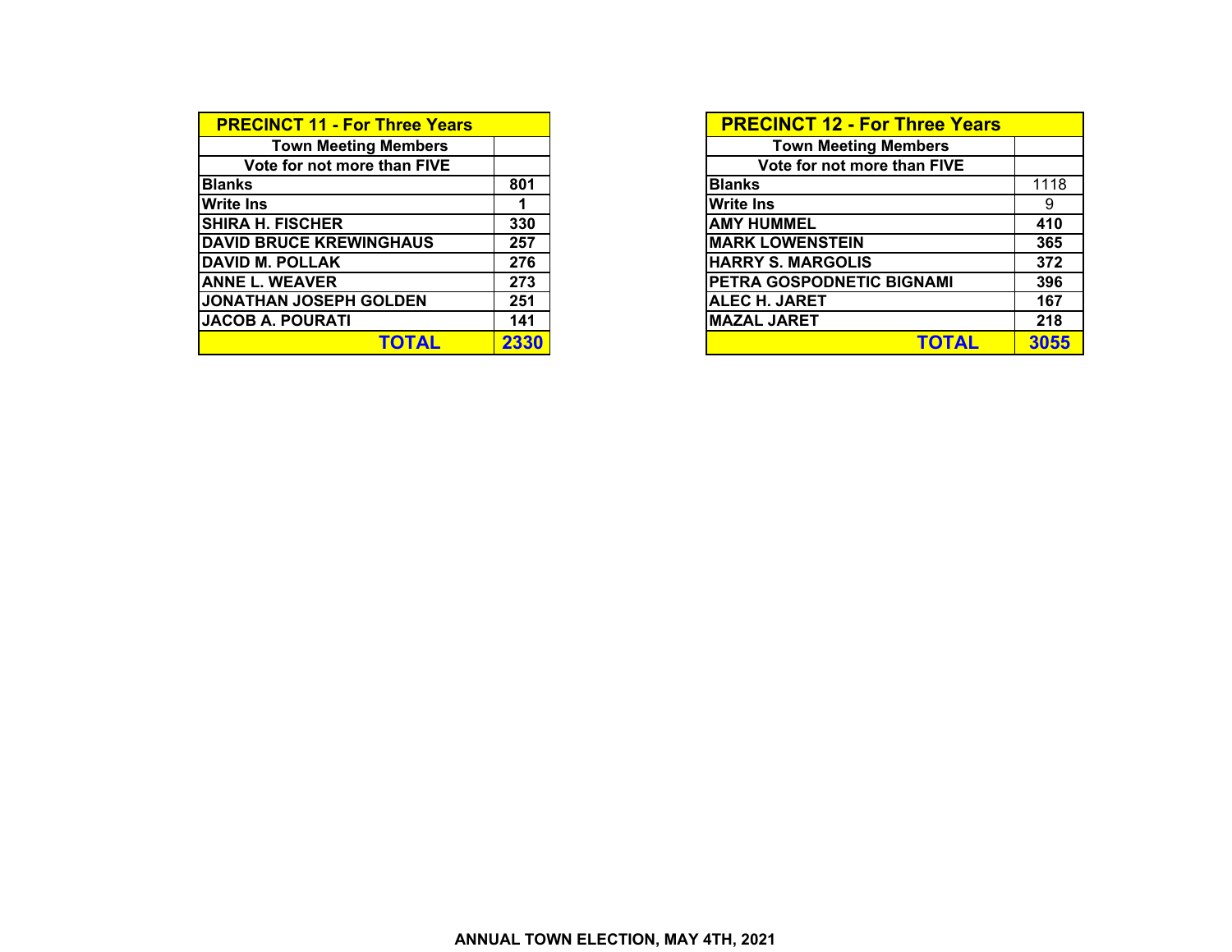| PRECINCT 11 - For Three Years | |
|---|---|
| Town Meeting Members | |
| Vote for not more than FIVE | |
| Blanks | 801 |
| Write Ins | 1 |
| SHIRA H. FISCHER | 330 |
| DAVID BRUCE KREWINGHAUS | 257 |
| DAVID M. POLLAK | 276 |
| ANNE L. WEAVER | 273 |
| JONATHAN JOSEPH GOLDEN | 251 |
| JACOB A. POURATI | 141 |
| TOTAL | 2330 |

| PRECINCT 12 - For Three Years | |
|---|---|
| Town Meeting Members | |
| Vote for not more than FIVE | |
| Blanks | 1118 |
| Write Ins | 9 |
| AMY HUMMEL | 410 |
| MARK LOWENSTEIN | 365 |
| HARRY S. MARGOLIS | 372 |
| PETRA GOSPODNETIC BIGNAMI | 396 |
| ALEC H. JARET | 167 |
| MAZAL JARET | 218 |
| TOTAL | 3055 |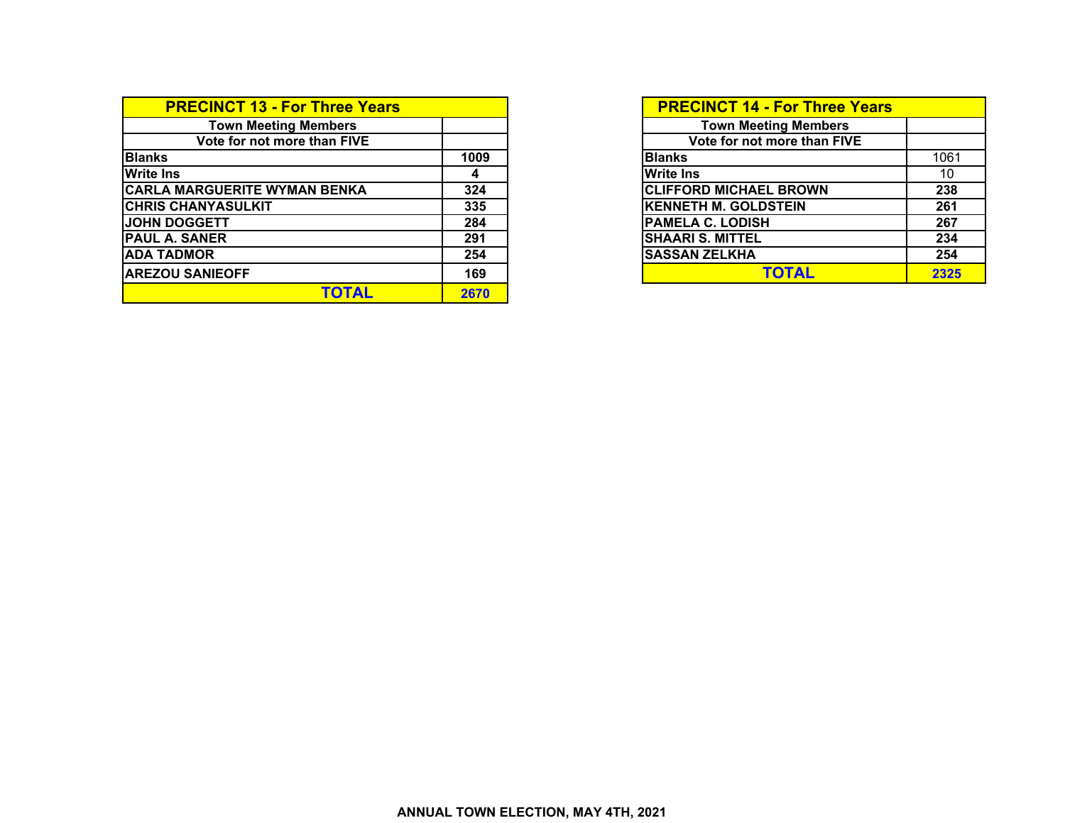| PRECINCT 13 - For Three Years | |
|---|---|
| Town Meeting Members | |
| Vote for not more than FIVE | |
| Blanks | 1009 |
| Write Ins | 4 |
| CARLA MARGUERITE WYMAN BENKA | 324 |
| CHRIS CHANYASULKIT | 335 |
| JOHN DOGGETT | 284 |
| PAUL A. SANER | 291 |
| ADA TADMOR | 254 |
| AREZOU SANIEOFF | 169 |
| TOTAL | 2670 |

| PRECINCT 14 - For Three Years | |
|---|---|
| Town Meeting Members | |
| Vote for not more than FIVE | |
| Blanks | 1061 |
| Write Ins | 10 |
| CLIFFORD MICHAEL BROWN | 238 |
| KENNETH M. GOLDSTEIN | 261 |
| PAMELA C. LODISH | 267 |
| SHAARI S. MITTEL | 234 |
| SASSAN ZELKHA | 254 |
| TOTAL | 2325 |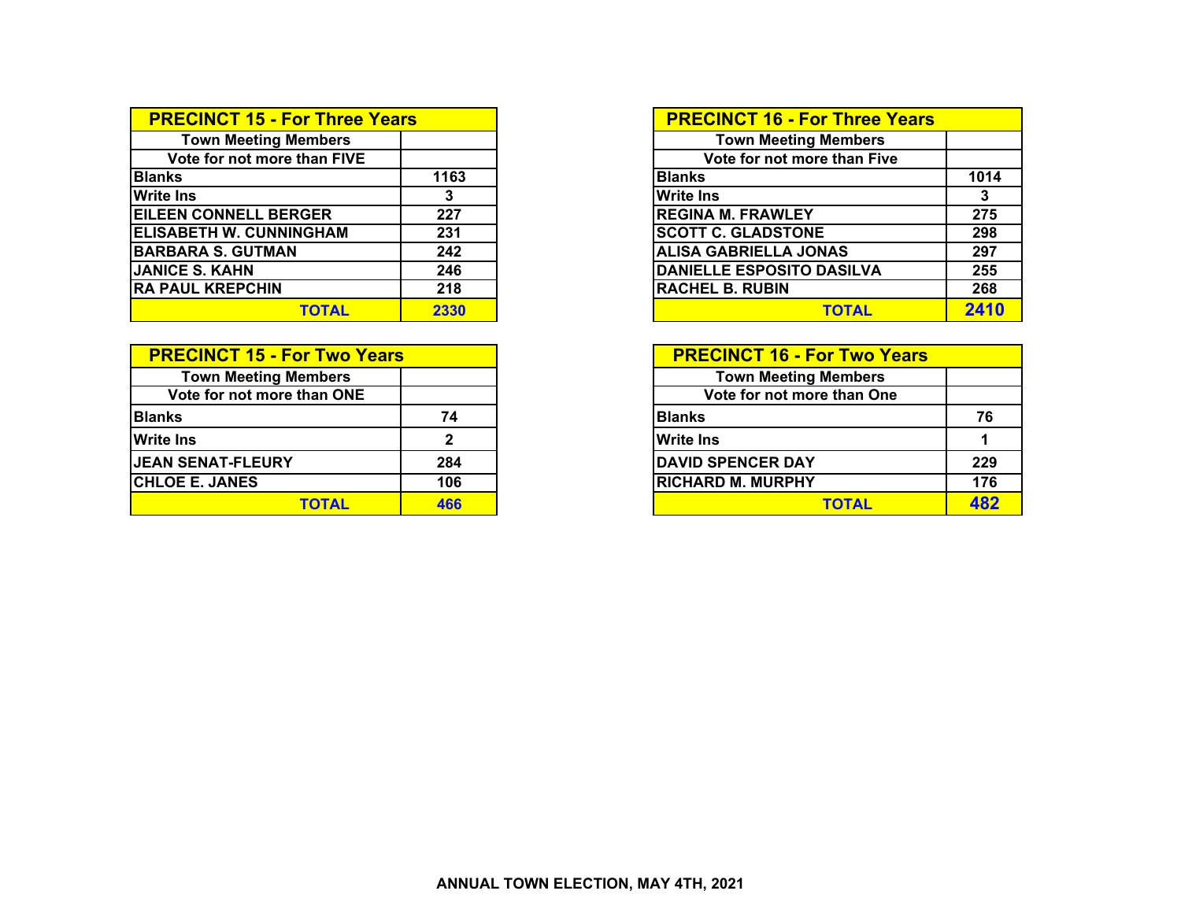| PRECINCT 15 - For Three Years | |
|---|---|
| Town Meeting Members | |
| Vote for not more than FIVE | |
| Blanks | 1163 |
| Write Ins | 3 |
| EILEEN CONNELL BERGER | 227 |
| ELISABETH W. CUNNINGHAM | 231 |
| BARBARA S. GUTMAN | 242 |
| JANICE S. KAHN | 246 |
| RA PAUL KREPCHIN | 218 |
| TOTAL | 2330 |

| PRECINCT 15 - For Two Years | |
|---|---|
| Town Meeting Members | |
| Vote for not more than ONE | |
| Blanks | 74 |
| Write Ins | 2 |
| JEAN SENAT-FLEURY | 284 |
| CHLOE E. JANES | 106 |
| TOTAL | 466 |

| PRECINCT 16 - For Three Years | |
|---|---|
| Town Meeting Members | |
| Vote for not more than Five | |
| Blanks | 1014 |
| Write Ins | 3 |
| REGINA M. FRAWLEY | 275 |
| SCOTT C. GLADSTONE | 298 |
| ALISA GABRIELLA JONAS | 297 |
| DANIELLE ESPOSITO DASILVA | 255 |
| RACHEL B. RUBIN | 268 |
| TOTAL | 2410 |

| PRECINCT 16 - For Two Years | |
|---|---|
| Town Meeting Members | |
| Vote for not more than One | |
| Blanks | 76 |
| Write Ins | 1 |
| DAVID SPENCER DAY | 229 |
| RICHARD M. MURPHY | 176 |
| TOTAL | 482 |